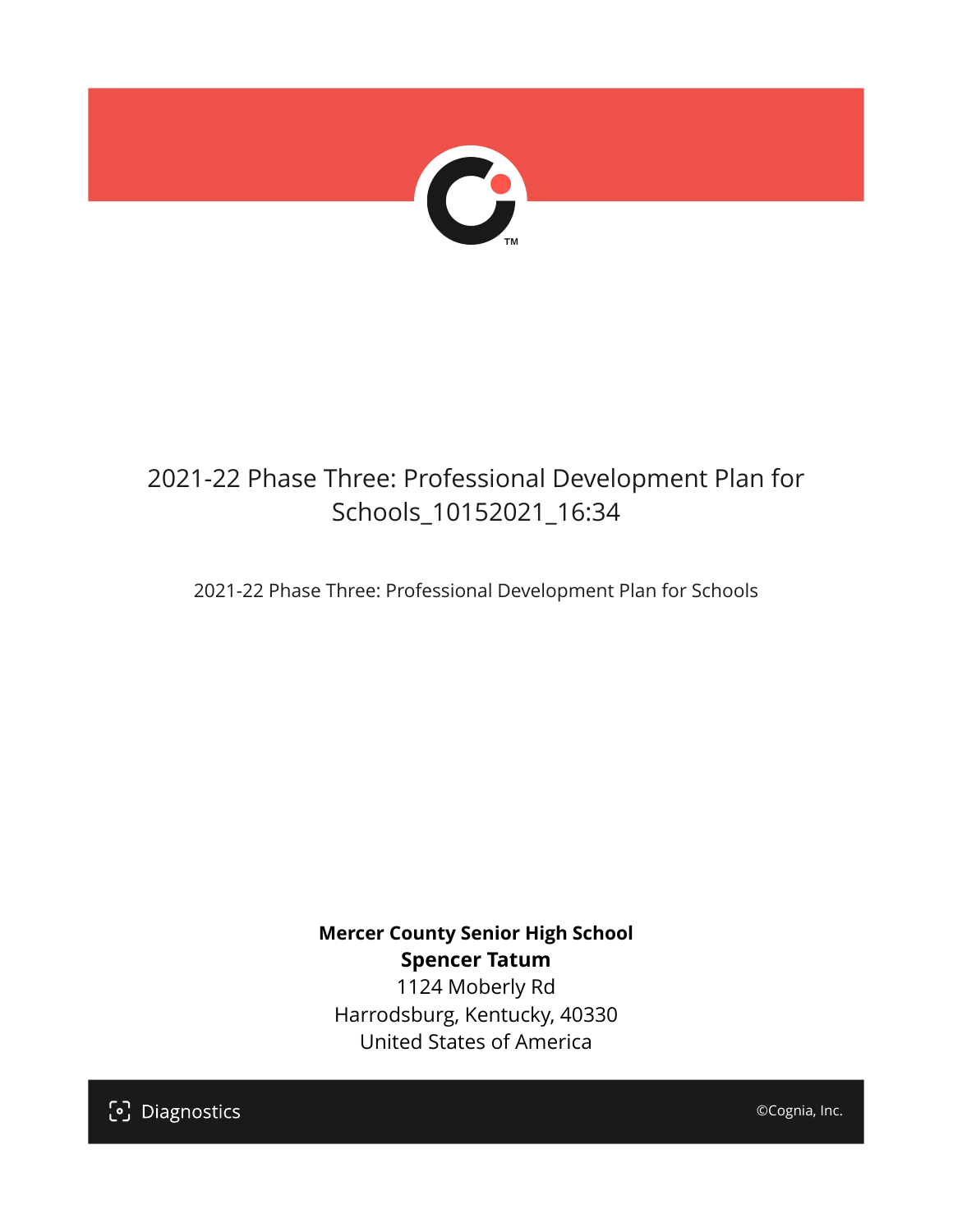# 2021-22 Phase Three: Professional Development Plan for Schools_10152021_16:34

2021-22 Phase Three: Professional Development Plan for Schools

**Mercer County Senior High School**
**Spencer Tatum**
1124 Moberly Rd
Harrodsburg, Kentucky, 40330
United States of America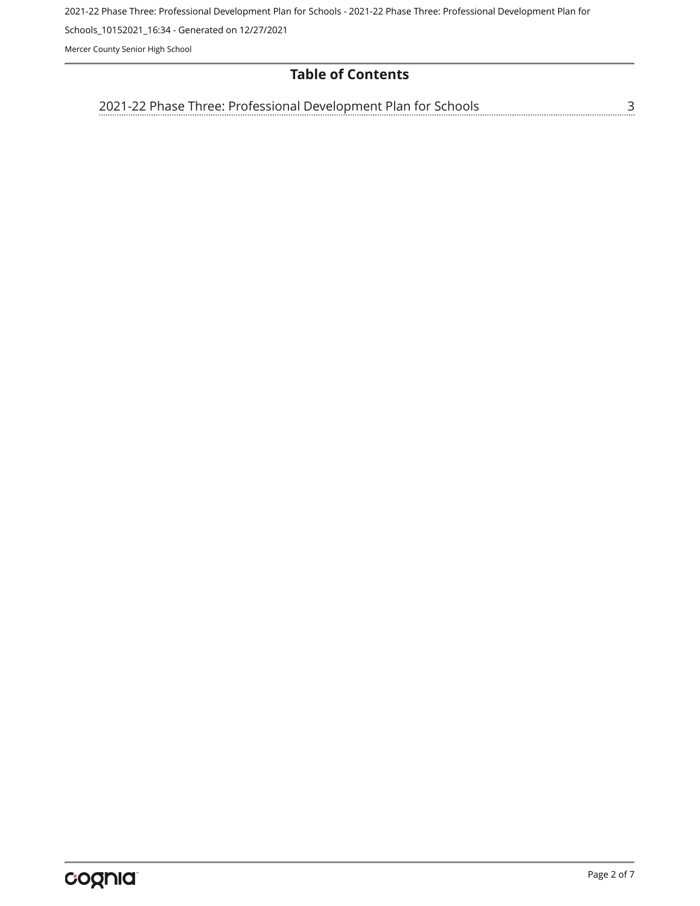# Table of Contents

2021-22 Phase Three: Professional Development Plan for Schools ........ 3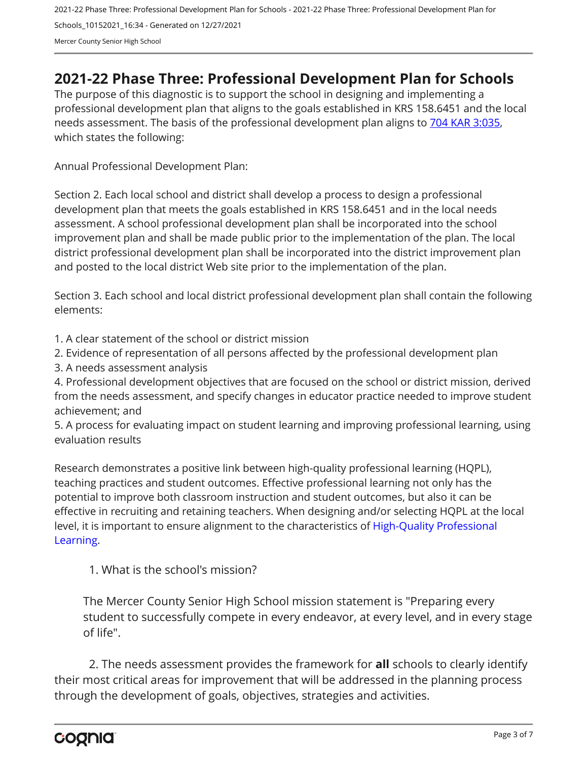# 2021-22 Phase Three: Professional Development Plan for Schools

The purpose of this diagnostic is to support the school in designing and implementing a professional development plan that aligns to the goals established in KRS 158.6451 and the local needs assessment. The basis of the professional development plan aligns to [704 KAR 3:035](), which states the following:

Annual Professional Development Plan:

Section 2. Each local school and district shall develop a process to design a professional development plan that meets the goals established in KRS 158.6451 and in the local needs assessment. A school professional development plan shall be incorporated into the school improvement plan and shall be made public prior to the implementation of the plan. The local district professional development plan shall be incorporated into the district improvement plan and posted to the local district Web site prior to the implementation of the plan.

Section 3. Each school and local district professional development plan shall contain the following elements:

1. A clear statement of the school or district mission
2. Evidence of representation of all persons affected by the professional development plan
3. A needs assessment analysis
4. Professional development objectives that are focused on the school or district mission, derived from the needs assessment, and specify changes in educator practice needed to improve student achievement; and
5. A process for evaluating impact on student learning and improving professional learning, using evaluation results

Research demonstrates a positive link between high-quality professional learning (HQPL), teaching practices and student outcomes. Effective professional learning not only has the potential to improve both classroom instruction and student outcomes, but also it can be effective in recruiting and retaining teachers. When designing and/or selecting HQPL at the local level, it is important to ensure alignment to the characteristics of High-Quality Professional Learning.

1. What is the school's mission?

The Mercer County Senior High School mission statement is "Preparing every student to successfully compete in every endeavor, at every level, and in every stage of life".

2. The needs assessment provides the framework for **all** schools to clearly identify their most critical areas for improvement that will be addressed in the planning process through the development of goals, objectives, strategies and activities.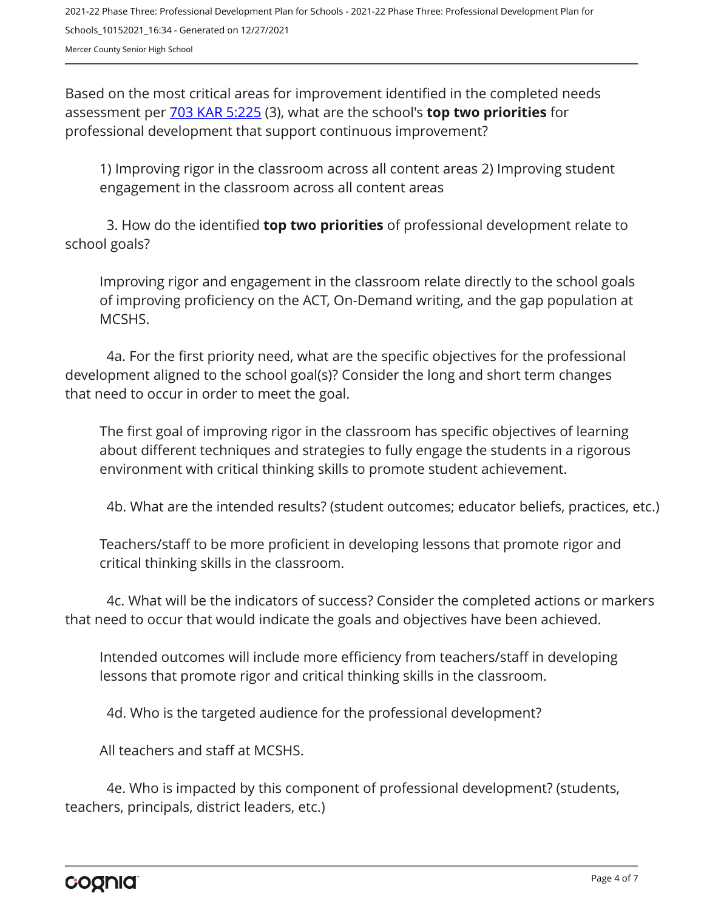Based on the most critical areas for improvement identified in the completed needs assessment per [703 KAR 5:225](703 KAR 5:225) (3), what are the school's **top two priorities** for professional development that support continuous improvement?

1) Improving rigor in the classroom across all content areas 2) Improving student engagement in the classroom across all content areas

3. How do the identified **top two priorities** of professional development relate to school goals?

Improving rigor and engagement in the classroom relate directly to the school goals of improving proficiency on the ACT, On-Demand writing, and the gap population at MCSHS.

4a. For the first priority need, what are the specific objectives for the professional development aligned to the school goal(s)? Consider the long and short term changes that need to occur in order to meet the goal.

The first goal of improving rigor in the classroom has specific objectives of learning about different techniques and strategies to fully engage the students in a rigorous environment with critical thinking skills to promote student achievement.

4b. What are the intended results? (student outcomes; educator beliefs, practices, etc.)

Teachers/staff to be more proficient in developing lessons that promote rigor and critical thinking skills in the classroom.

4c. What will be the indicators of success? Consider the completed actions or markers that need to occur that would indicate the goals and objectives have been achieved.

Intended outcomes will include more efficiency from teachers/staff in developing lessons that promote rigor and critical thinking skills in the classroom.

4d. Who is the targeted audience for the professional development?

All teachers and staff at MCSHS.

4e. Who is impacted by this component of professional development? (students, teachers, principals, district leaders, etc.)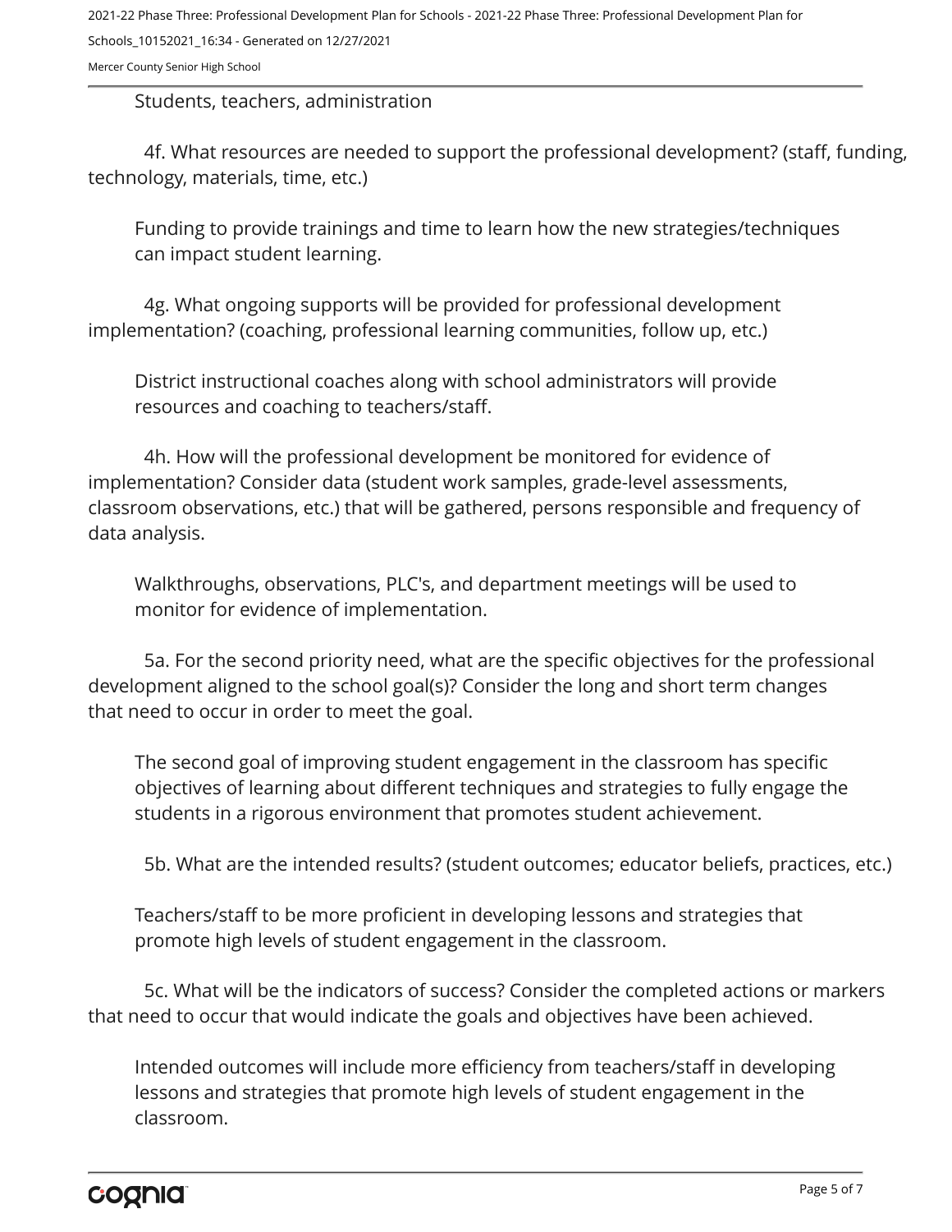Students, teachers, administration

4f. What resources are needed to support the professional development? (staff, funding, technology, materials, time, etc.)

Funding to provide trainings and time to learn how the new strategies/techniques can impact student learning.

4g. What ongoing supports will be provided for professional development implementation? (coaching, professional learning communities, follow up, etc.)

District instructional coaches along with school administrators will provide resources and coaching to teachers/staff.

4h. How will the professional development be monitored for evidence of implementation? Consider data (student work samples, grade-level assessments, classroom observations, etc.) that will be gathered, persons responsible and frequency of data analysis.

Walkthroughs, observations, PLC's, and department meetings will be used to monitor for evidence of implementation.

5a. For the second priority need, what are the specific objectives for the professional development aligned to the school goal(s)? Consider the long and short term changes that need to occur in order to meet the goal.

The second goal of improving student engagement in the classroom has specific objectives of learning about different techniques and strategies to fully engage the students in a rigorous environment that promotes student achievement.

5b. What are the intended results? (student outcomes; educator beliefs, practices, etc.)

Teachers/staff to be more proficient in developing lessons and strategies that promote high levels of student engagement in the classroom.

5c. What will be the indicators of success? Consider the completed actions or markers that need to occur that would indicate the goals and objectives have been achieved.

Intended outcomes will include more efficiency from teachers/staff in developing lessons and strategies that promote high levels of student engagement in the classroom.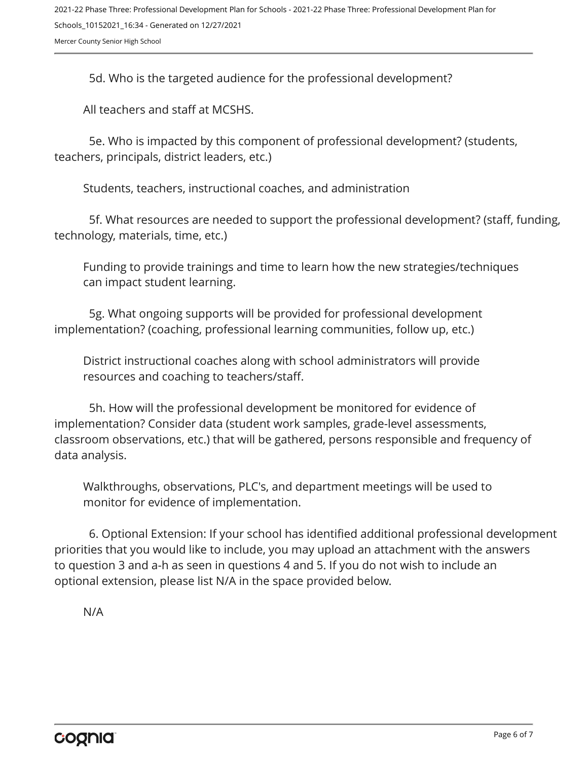5d. Who is the targeted audience for the professional development?

All teachers and staff at MCSHS.

5e. Who is impacted by this component of professional development? (students, teachers, principals, district leaders, etc.)

Students, teachers, instructional coaches, and administration

5f. What resources are needed to support the professional development? (staff, funding, technology, materials, time, etc.)

Funding to provide trainings and time to learn how the new strategies/techniques can impact student learning.

5g. What ongoing supports will be provided for professional development implementation? (coaching, professional learning communities, follow up, etc.)

District instructional coaches along with school administrators will provide resources and coaching to teachers/staff.

5h. How will the professional development be monitored for evidence of implementation? Consider data (student work samples, grade-level assessments, classroom observations, etc.) that will be gathered, persons responsible and frequency of data analysis.

Walkthroughs, observations, PLC's, and department meetings will be used to monitor for evidence of implementation.

6. Optional Extension: If your school has identified additional professional development priorities that you would like to include, you may upload an attachment with the answers to question 3 and a-h as seen in questions 4 and 5. If you do not wish to include an optional extension, please list N/A in the space provided below.

N/A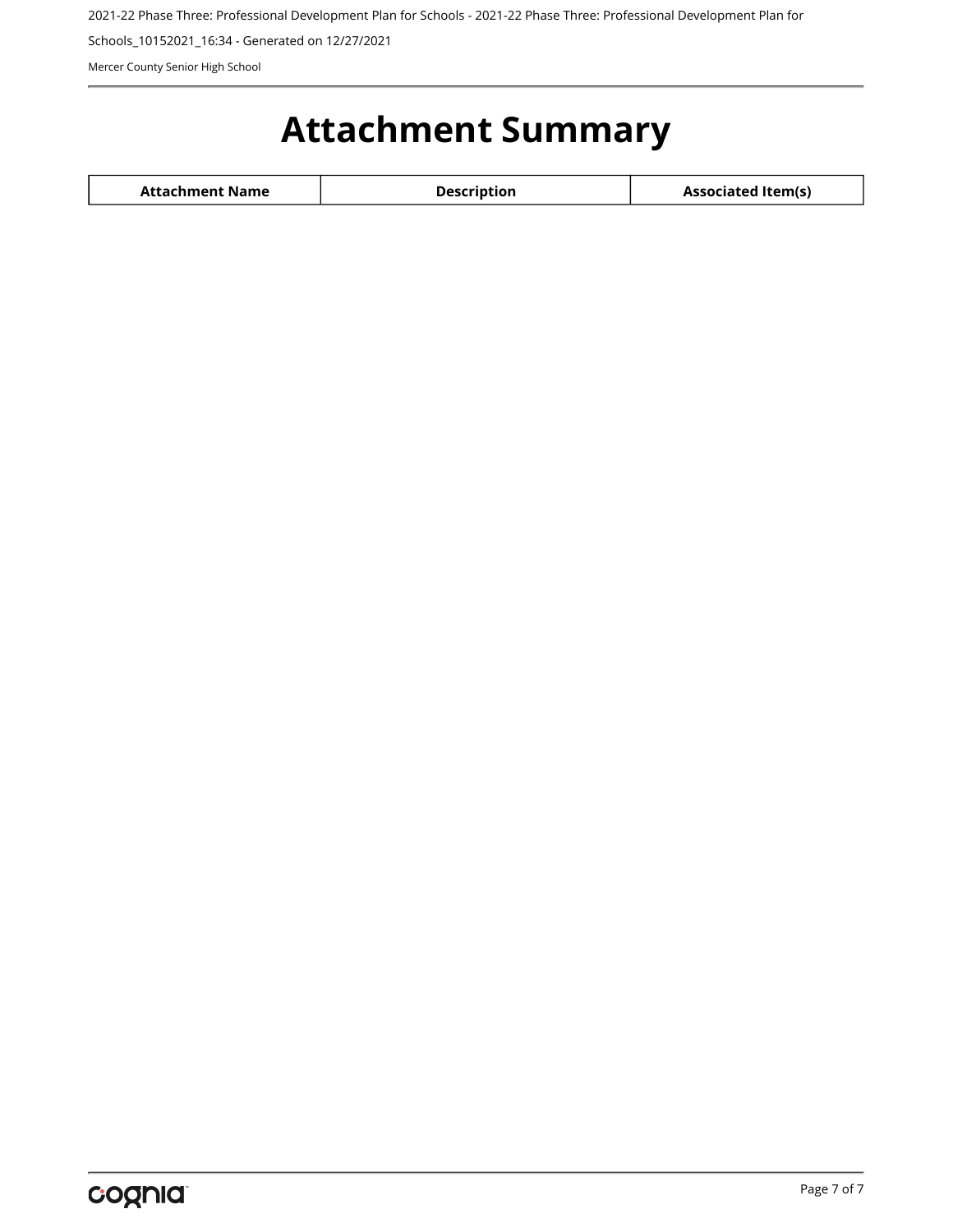# Attachment Summary

| Attachment Name | Description | Associated Item(s) |
|---|---|---|